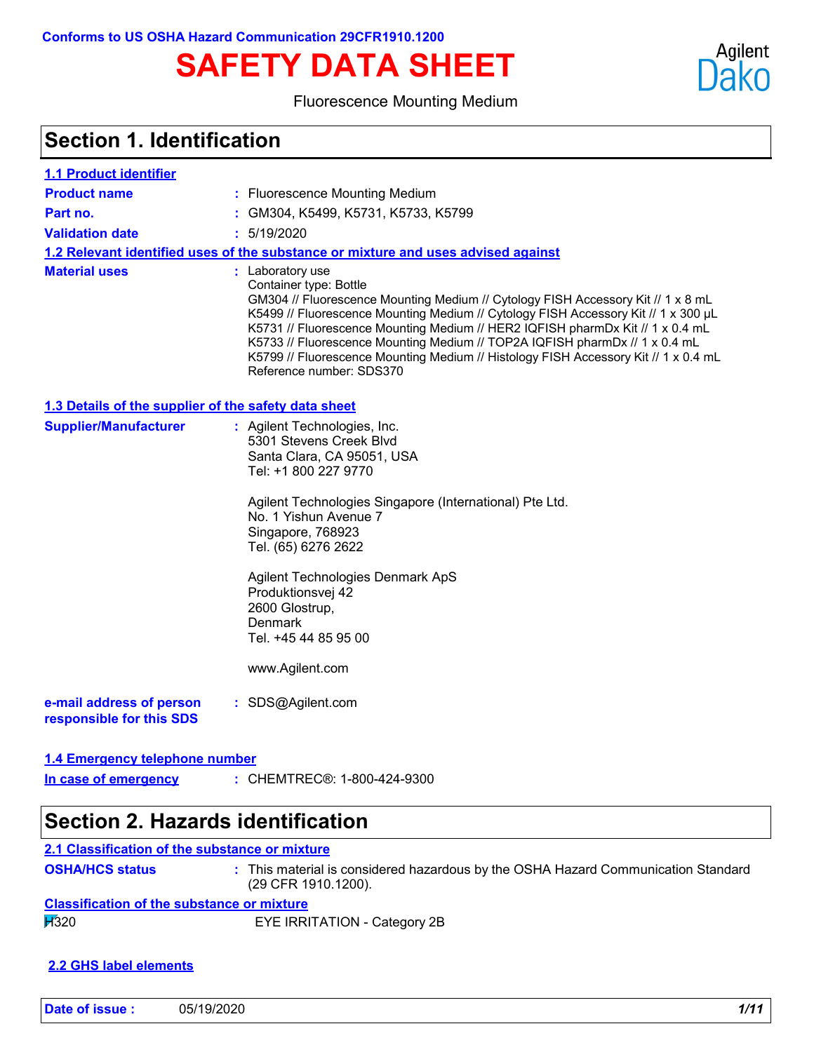Conforms to US OSHA Hazard Communication 29CFR1910.1200

# SAFETY DATA SHEET

Fluorescence Mounting Medium

## Section 1. Identification

### 1.1 Product identifier

**Product name** : Fluorescence Mounting Medium

**Part no.** : GM304, K5499, K5731, K5733, K5799

**Validation date** : 5/19/2020

### 1.2 Relevant identified uses of the substance or mixture and uses advised against

**Material uses** : Laboratory use
Container type: Bottle
GM304 // Fluorescence Mounting Medium // Cytology FISH Accessory Kit // 1 x 8 mL
K5499 // Fluorescence Mounting Medium // Cytology FISH Accessory Kit // 1 x 300 µL
K5731 // Fluorescence Mounting Medium // HER2 IQFISH pharmDx Kit // 1 x 0.4 mL
K5733 // Fluorescence Mounting Medium // TOP2A IQFISH pharmDx // 1 x 0.4 mL
K5799 // Fluorescence Mounting Medium // Histology FISH Accessory Kit // 1 x 0.4 mL
Reference number: SDS370

### 1.3 Details of the supplier of the safety data sheet

**Supplier/Manufacturer** : Agilent Technologies, Inc.
5301 Stevens Creek Blvd
Santa Clara, CA 95051, USA
Tel: +1 800 227 9770

Agilent Technologies Singapore (International) Pte Ltd.
No. 1 Yishun Avenue 7
Singapore, 768923
Tel. (65) 6276 2622

Agilent Technologies Denmark ApS
Produktionsvej 42
2600 Glostrup,
Denmark
Tel. +45 44 85 95 00

www.Agilent.com

**e-mail address of person responsible for this SDS** : SDS@Agilent.com

### 1.4 Emergency telephone number

**In case of emergency** : CHEMTREC®: 1-800-424-9300

## Section 2. Hazards identification

### 2.1 Classification of the substance or mixture

**OSHA/HCS status** : This material is considered hazardous by the OSHA Hazard Communication Standard (29 CFR 1910.1200).

**Classification of the substance or mixture**

H320 EYE IRRITATION - Category 2B

### 2.2 GHS label elements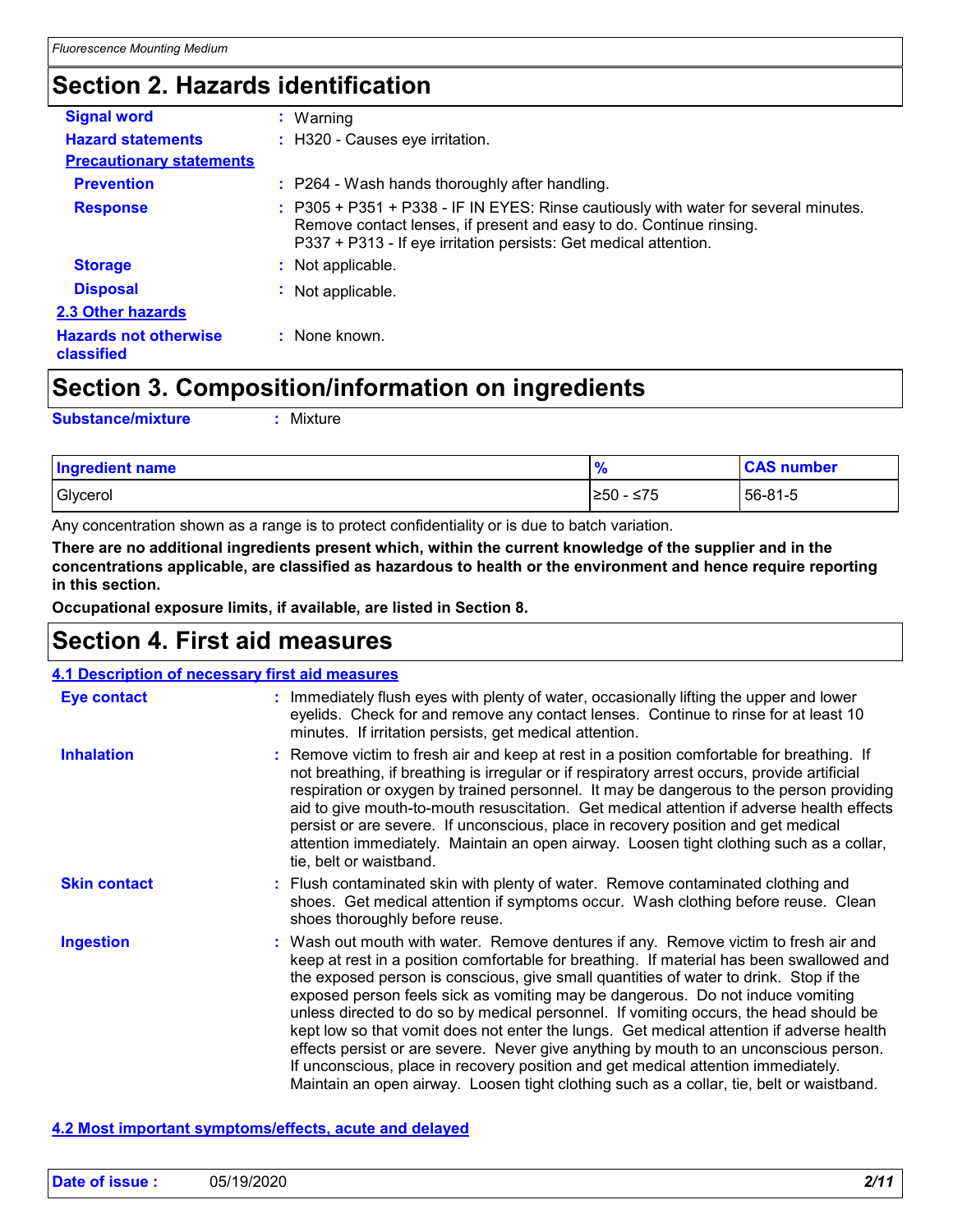## Section 2. Hazards identification

**Signal word** : Warning

**Hazard statements** : H320 - Causes eye irritation.

**Precautionary statements**

**Prevention** : P264 - Wash hands thoroughly after handling.

**Response** : P305 + P351 + P338 - IF IN EYES: Rinse cautiously with water for several minutes. Remove contact lenses, if present and easy to do. Continue rinsing.
P337 + P313 - If eye irritation persists: Get medical attention.

**Storage** : Not applicable.

**Disposal** : Not applicable.

**2.3 Other hazards**

**Hazards not otherwise classified** : None known.

## Section 3. Composition/information on ingredients

**Substance/mixture** : Mixture

| Ingredient name | % | CAS number |
|---|---|---|
| Glycerol | ≥50 - ≤75 | 56-81-5 |

Any concentration shown as a range is to protect confidentiality or is due to batch variation.

**There are no additional ingredients present which, within the current knowledge of the supplier and in the concentrations applicable, are classified as hazardous to health or the environment and hence require reporting in this section.**

**Occupational exposure limits, if available, are listed in Section 8.**

## Section 4. First aid measures

**4.1 Description of necessary first aid measures**

**Eye contact** : Immediately flush eyes with plenty of water, occasionally lifting the upper and lower eyelids. Check for and remove any contact lenses. Continue to rinse for at least 10 minutes. If irritation persists, get medical attention.

**Inhalation** : Remove victim to fresh air and keep at rest in a position comfortable for breathing. If not breathing, if breathing is irregular or if respiratory arrest occurs, provide artificial respiration or oxygen by trained personnel. It may be dangerous to the person providing aid to give mouth-to-mouth resuscitation. Get medical attention if adverse health effects persist or are severe. If unconscious, place in recovery position and get medical attention immediately. Maintain an open airway. Loosen tight clothing such as a collar, tie, belt or waistband.

**Skin contact** : Flush contaminated skin with plenty of water. Remove contaminated clothing and shoes. Get medical attention if symptoms occur. Wash clothing before reuse. Clean shoes thoroughly before reuse.

**Ingestion** : Wash out mouth with water. Remove dentures if any. Remove victim to fresh air and keep at rest in a position comfortable for breathing. If material has been swallowed and the exposed person is conscious, give small quantities of water to drink. Stop if the exposed person feels sick as vomiting may be dangerous. Do not induce vomiting unless directed to do so by medical personnel. If vomiting occurs, the head should be kept low so that vomit does not enter the lungs. Get medical attention if adverse health effects persist or are severe. Never give anything by mouth to an unconscious person. If unconscious, place in recovery position and get medical attention immediately. Maintain an open airway. Loosen tight clothing such as a collar, tie, belt or waistband.

**4.2 Most important symptoms/effects, acute and delayed**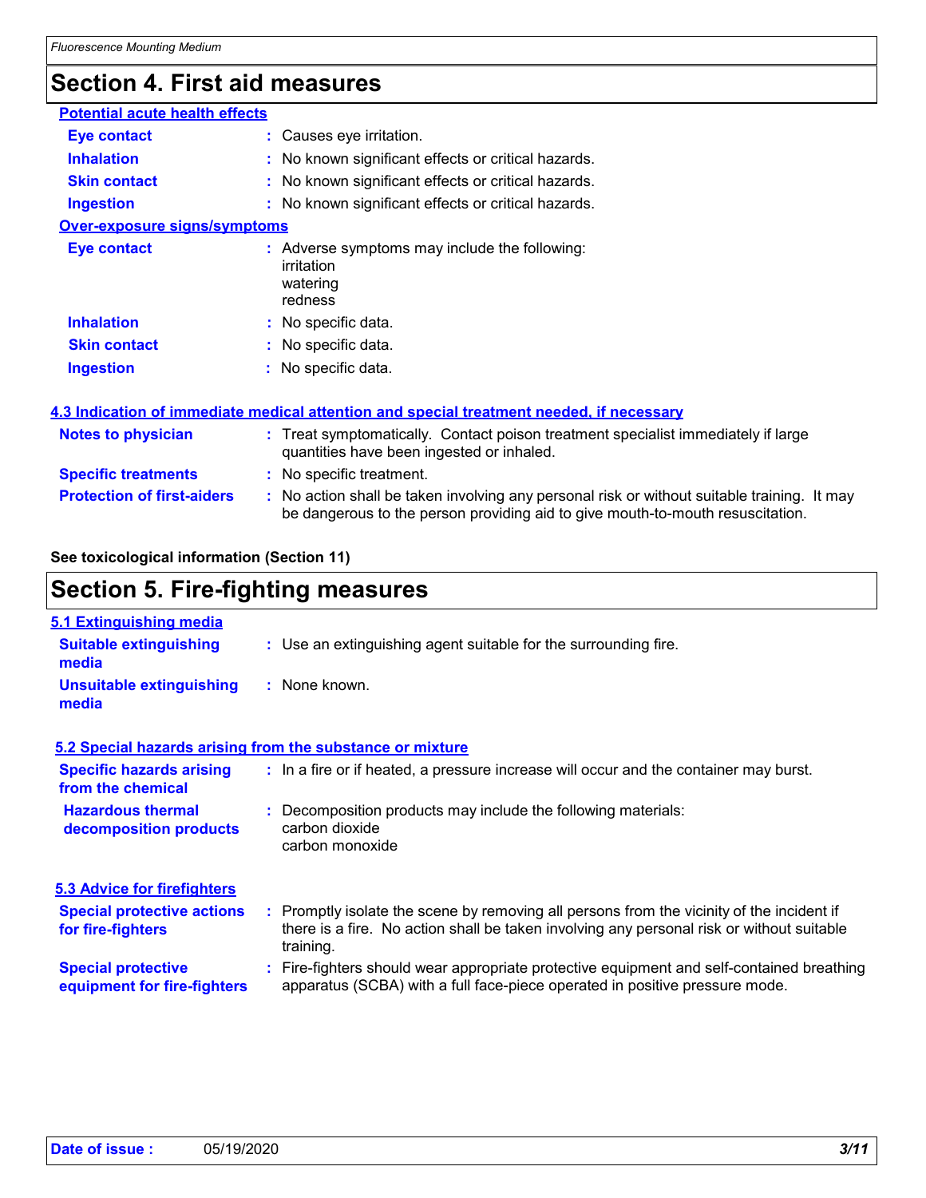## Section 4. First aid measures

**Potential acute health effects**

**Eye contact** : Causes eye irritation.

**Inhalation** : No known significant effects or critical hazards.

**Skin contact** : No known significant effects or critical hazards.

**Ingestion** : No known significant effects or critical hazards.

**Over-exposure signs/symptoms**

**Eye contact** : Adverse symptoms may include the following:
irritation
watering
redness

**Inhalation** : No specific data.

**Skin contact** : No specific data.

**Ingestion** : No specific data.

**4.3 Indication of immediate medical attention and special treatment needed, if necessary**

**Notes to physician** : Treat symptomatically. Contact poison treatment specialist immediately if large quantities have been ingested or inhaled.

**Specific treatments** : No specific treatment.

**Protection of first-aiders** : No action shall be taken involving any personal risk or without suitable training. It may be dangerous to the person providing aid to give mouth-to-mouth resuscitation.

**See toxicological information (Section 11)**

## Section 5. Fire-fighting measures

**5.1 Extinguishing media**

**Suitable extinguishing media** : Use an extinguishing agent suitable for the surrounding fire.

**Unsuitable extinguishing media** : None known.

**5.2 Special hazards arising from the substance or mixture**

**Specific hazards arising from the chemical** : In a fire or if heated, a pressure increase will occur and the container may burst.

**Hazardous thermal decomposition products** : Decomposition products may include the following materials:
carbon dioxide
carbon monoxide

**5.3 Advice for firefighters**

**Special protective actions for fire-fighters** : Promptly isolate the scene by removing all persons from the vicinity of the incident if there is a fire. No action shall be taken involving any personal risk or without suitable training.

**Special protective equipment for fire-fighters** : Fire-fighters should wear appropriate protective equipment and self-contained breathing apparatus (SCBA) with a full face-piece operated in positive pressure mode.

**Date of issue :** 05/19/2020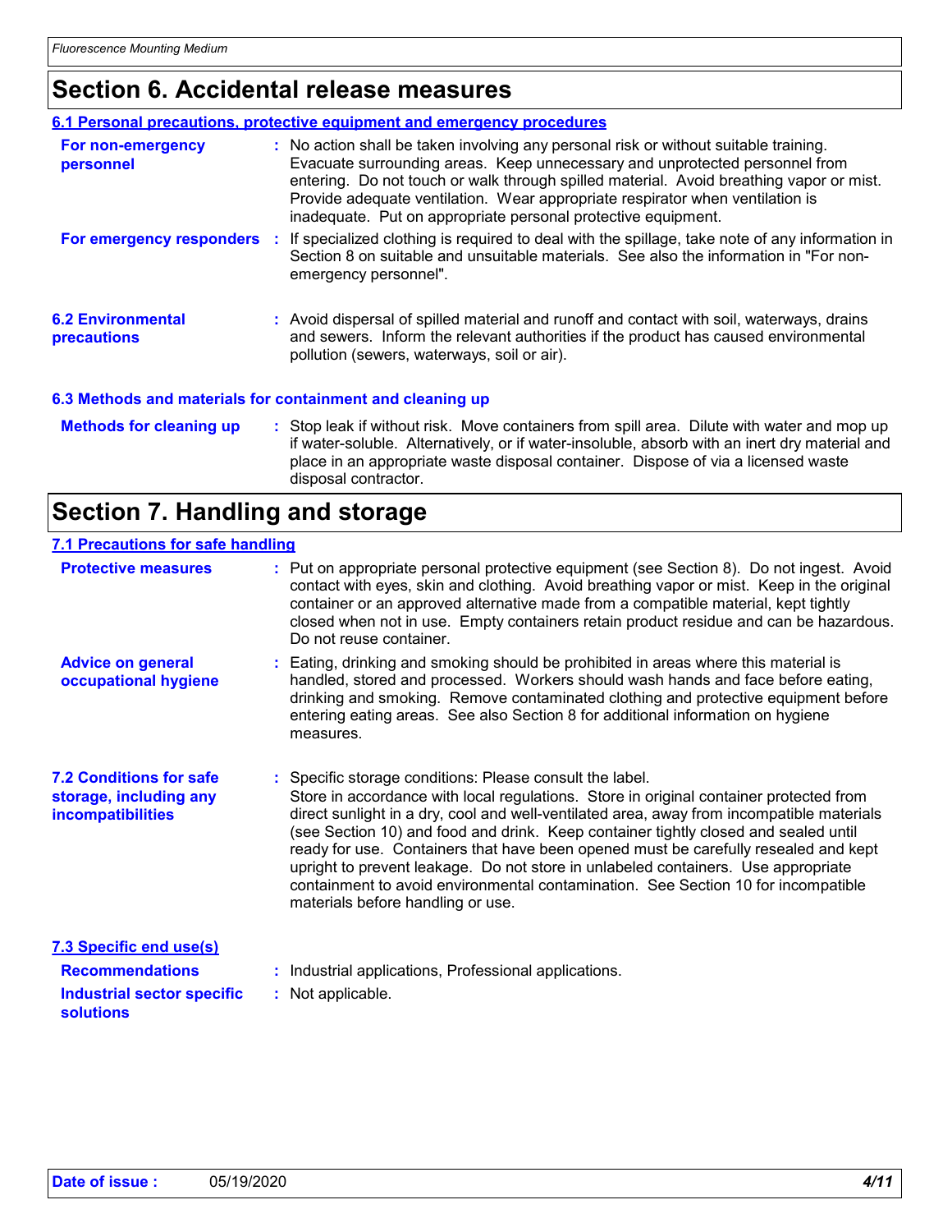## Section 6. Accidental release measures

### 6.1 Personal precautions, protective equipment and emergency procedures

**For non-emergency personnel** : No action shall be taken involving any personal risk or without suitable training. Evacuate surrounding areas. Keep unnecessary and unprotected personnel from entering. Do not touch or walk through spilled material. Avoid breathing vapor or mist. Provide adequate ventilation. Wear appropriate respirator when ventilation is inadequate. Put on appropriate personal protective equipment.

**For emergency responders** : If specialized clothing is required to deal with the spillage, take note of any information in Section 8 on suitable and unsuitable materials. See also the information in "For non-emergency personnel".

### 6.2 Environmental precautions

: Avoid dispersal of spilled material and runoff and contact with soil, waterways, drains and sewers. Inform the relevant authorities if the product has caused environmental pollution (sewers, waterways, soil or air).

### 6.3 Methods and materials for containment and cleaning up

**Methods for cleaning up** : Stop leak if without risk. Move containers from spill area. Dilute with water and mop up if water-soluble. Alternatively, or if water-insoluble, absorb with an inert dry material and place in an appropriate waste disposal container. Dispose of via a licensed waste disposal contractor.

## Section 7. Handling and storage

### 7.1 Precautions for safe handling

**Protective measures** : Put on appropriate personal protective equipment (see Section 8). Do not ingest. Avoid contact with eyes, skin and clothing. Avoid breathing vapor or mist. Keep in the original container or an approved alternative made from a compatible material, kept tightly closed when not in use. Empty containers retain product residue and can be hazardous. Do not reuse container.

**Advice on general occupational hygiene** : Eating, drinking and smoking should be prohibited in areas where this material is handled, stored and processed. Workers should wash hands and face before eating, drinking and smoking. Remove contaminated clothing and protective equipment before entering eating areas. See also Section 8 for additional information on hygiene measures.

### 7.2 Conditions for safe storage, including any incompatibilities

: Specific storage conditions: Please consult the label.
Store in accordance with local regulations. Store in original container protected from direct sunlight in a dry, cool and well-ventilated area, away from incompatible materials (see Section 10) and food and drink. Keep container tightly closed and sealed until ready for use. Containers that have been opened must be carefully resealed and kept upright to prevent leakage. Do not store in unlabeled containers. Use appropriate containment to avoid environmental contamination. See Section 10 for incompatible materials before handling or use.

### 7.3 Specific end use(s)

**Recommendations** : Industrial applications, Professional applications.

**Industrial sector specific solutions** : Not applicable.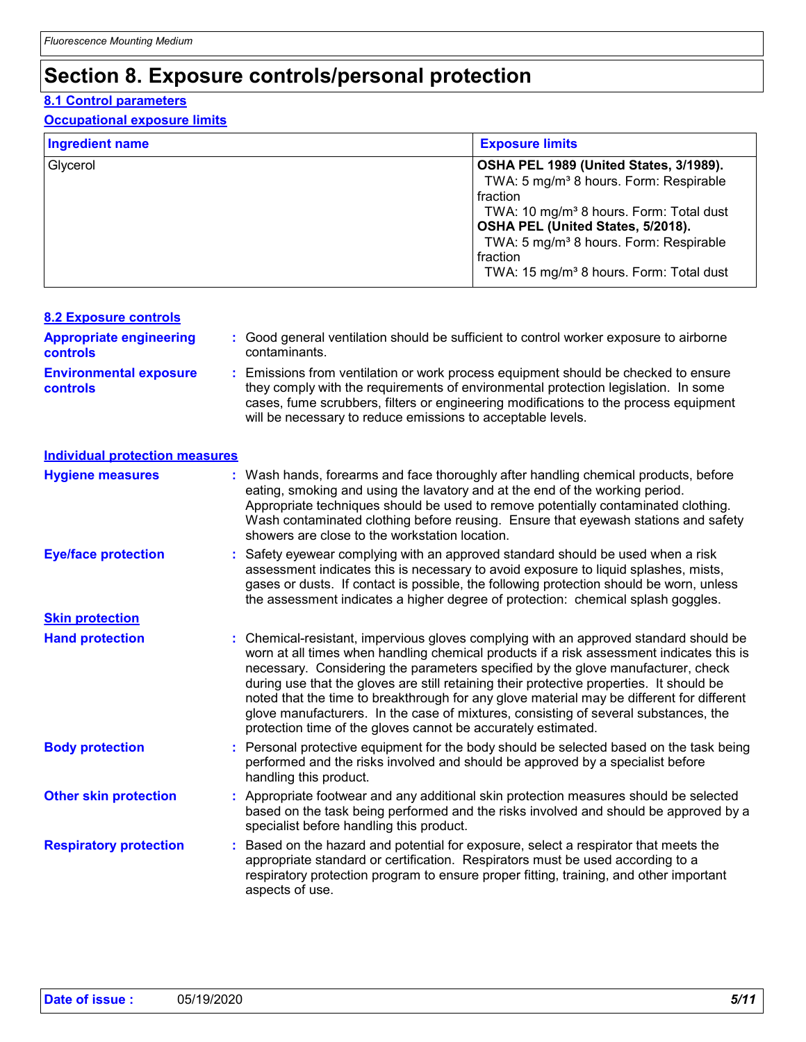# Section 8. Exposure controls/personal protection

## 8.1 Control parameters

### Occupational exposure limits

| Ingredient name | Exposure limits |
| --- | --- |
| Glycerol | **OSHA PEL 1989 (United States, 3/1989).**<br>TWA: 5 mg/m³ 8 hours. Form: Respirable fraction<br>TWA: 10 mg/m³ 8 hours. Form: Total dust<br>**OSHA PEL (United States, 5/2018).**<br>TWA: 5 mg/m³ 8 hours. Form: Respirable fraction<br>TWA: 15 mg/m³ 8 hours. Form: Total dust |

## 8.2 Exposure controls

**Appropriate engineering controls** : Good general ventilation should be sufficient to control worker exposure to airborne contaminants.

**Environmental exposure controls** : Emissions from ventilation or work process equipment should be checked to ensure they comply with the requirements of environmental protection legislation. In some cases, fume scrubbers, filters or engineering modifications to the process equipment will be necessary to reduce emissions to acceptable levels.

### Individual protection measures

**Hygiene measures** : Wash hands, forearms and face thoroughly after handling chemical products, before eating, smoking and using the lavatory and at the end of the working period. Appropriate techniques should be used to remove potentially contaminated clothing. Wash contaminated clothing before reusing. Ensure that eyewash stations and safety showers are close to the workstation location.

**Eye/face protection** : Safety eyewear complying with an approved standard should be used when a risk assessment indicates this is necessary to avoid exposure to liquid splashes, mists, gases or dusts. If contact is possible, the following protection should be worn, unless the assessment indicates a higher degree of protection: chemical splash goggles.

### Skin protection

**Hand protection** : Chemical-resistant, impervious gloves complying with an approved standard should be worn at all times when handling chemical products if a risk assessment indicates this is necessary. Considering the parameters specified by the glove manufacturer, check during use that the gloves are still retaining their protective properties. It should be noted that the time to breakthrough for any glove material may be different for different glove manufacturers. In the case of mixtures, consisting of several substances, the protection time of the gloves cannot be accurately estimated.

**Body protection** : Personal protective equipment for the body should be selected based on the task being performed and the risks involved and should be approved by a specialist before handling this product.

**Other skin protection** : Appropriate footwear and any additional skin protection measures should be selected based on the task being performed and the risks involved and should be approved by a specialist before handling this product.

**Respiratory protection** : Based on the hazard and potential for exposure, select a respirator that meets the appropriate standard or certification. Respirators must be used according to a respiratory protection program to ensure proper fitting, training, and other important aspects of use.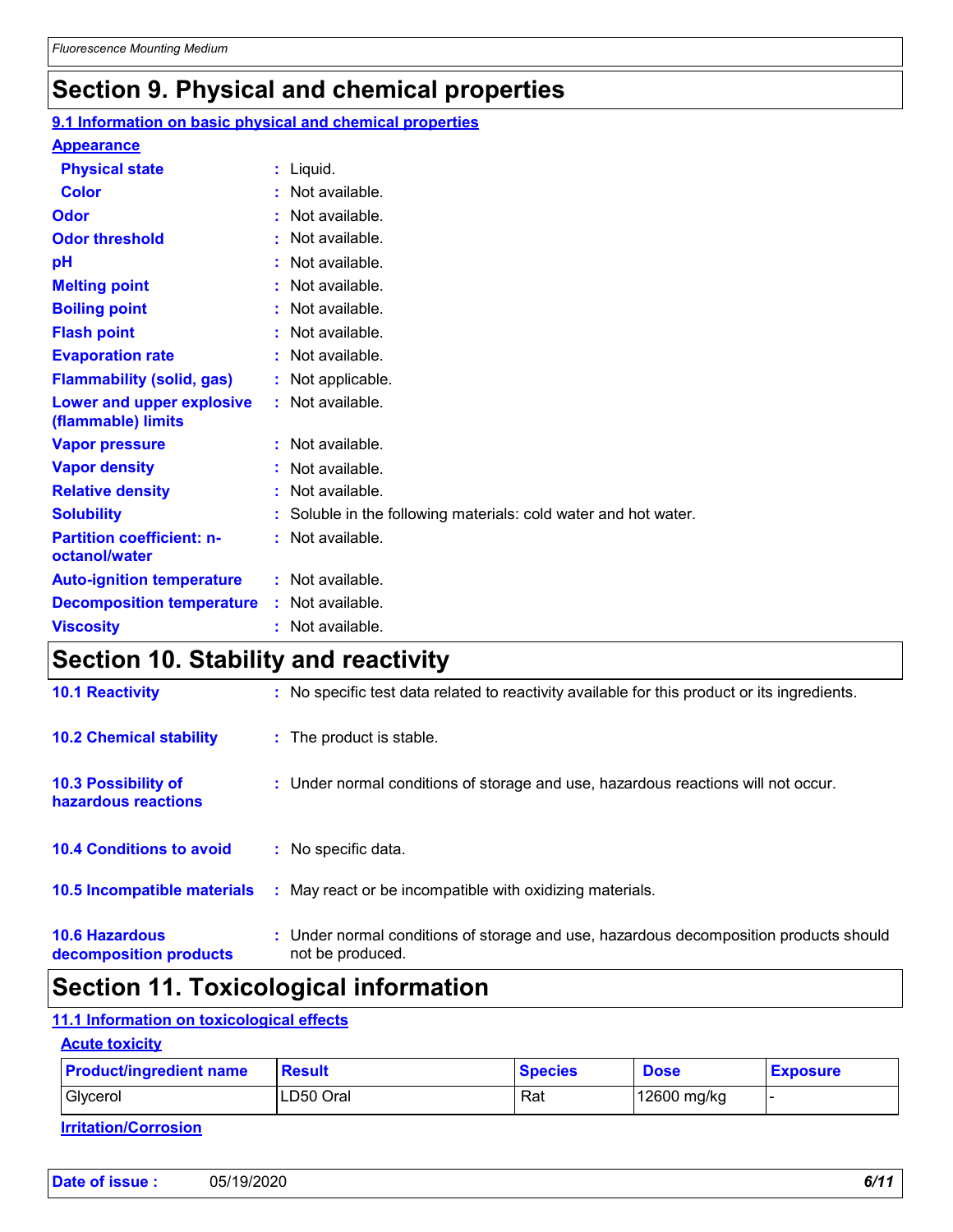# Section 9. Physical and chemical properties

## 9.1 Information on basic physical and chemical properties

### Appearance

| | | |
|---|---|---|
| **Physical state** | : | Liquid. |
| **Color** | : | Not available. |
| **Odor** | : | Not available. |
| **Odor threshold** | : | Not available. |
| **pH** | : | Not available. |
| **Melting point** | : | Not available. |
| **Boiling point** | : | Not available. |
| **Flash point** | : | Not available. |
| **Evaporation rate** | : | Not available. |
| **Flammability (solid, gas)** | : | Not applicable. |
| **Lower and upper explosive (flammable) limits** | : | Not available. |
| **Vapor pressure** | : | Not available. |
| **Vapor density** | : | Not available. |
| **Relative density** | : | Not available. |
| **Solubility** | : | Soluble in the following materials: cold water and hot water. |
| **Partition coefficient: n-octanol/water** | : | Not available. |
| **Auto-ignition temperature** | : | Not available. |
| **Decomposition temperature** | : | Not available. |
| **Viscosity** | : | Not available. |

# Section 10. Stability and reactivity

| | | |
|---|---|---|
| **10.1 Reactivity** | : | No specific test data related to reactivity available for this product or its ingredients. |
| **10.2 Chemical stability** | : | The product is stable. |
| **10.3 Possibility of hazardous reactions** | : | Under normal conditions of storage and use, hazardous reactions will not occur. |
| **10.4 Conditions to avoid** | : | No specific data. |
| **10.5 Incompatible materials** | : | May react or be incompatible with oxidizing materials. |
| **10.6 Hazardous decomposition products** | : | Under normal conditions of storage and use, hazardous decomposition products should not be produced. |

# Section 11. Toxicological information

## 11.1 Information on toxicological effects

### Acute toxicity

| Product/ingredient name | Result | Species | Dose | Exposure |
|---|---|---|---|---|
| Glycerol | LD50 Oral | Rat | 12600 mg/kg | - |

### Irritation/Corrosion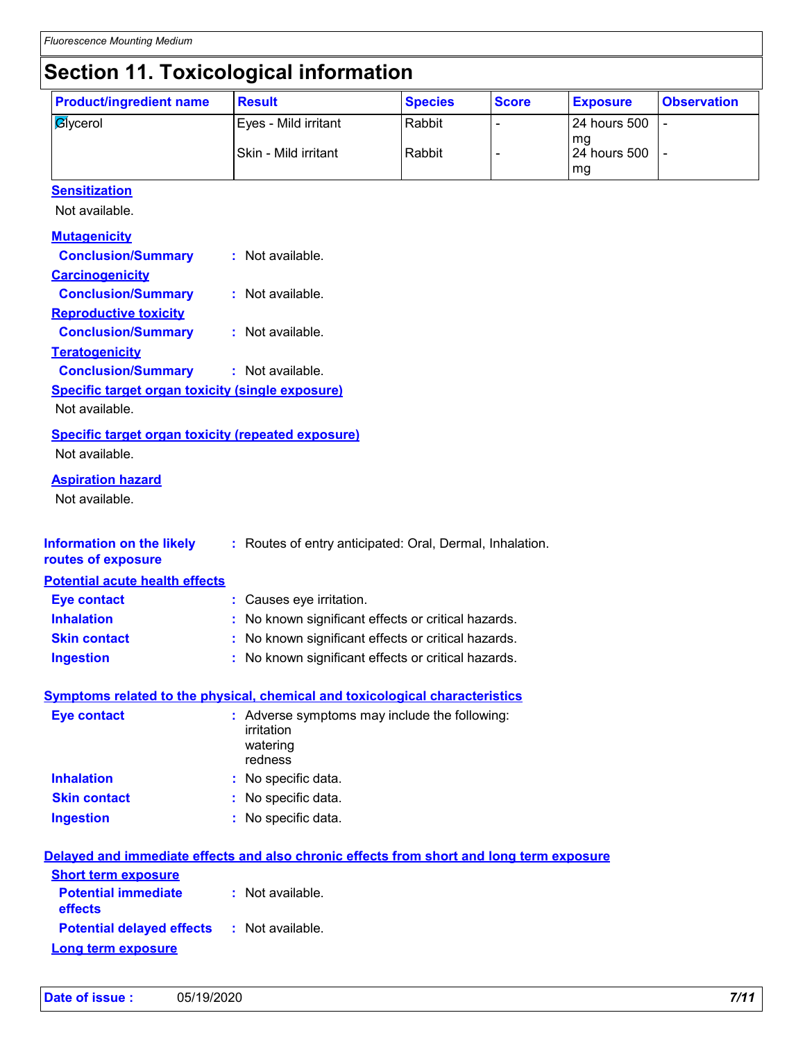## Section 11. Toxicological information

| Product/ingredient name | Result | Species | Score | Exposure | Observation |
|---|---|---|---|---|---|
| Glycerol | Eyes - Mild irritant | Rabbit | - | 24 hours 500 mg | - |
| | Skin - Mild irritant | Rabbit | - | 24 hours 500 mg | - |

**Sensitization**

Not available.

**Mutagenicity**

**Conclusion/Summary** : Not available.

**Carcinogenicity**

**Conclusion/Summary** : Not available.

**Reproductive toxicity**

**Conclusion/Summary** : Not available.

**Teratogenicity**

**Conclusion/Summary** : Not available.

**Specific target organ toxicity (single exposure)**

Not available.

**Specific target organ toxicity (repeated exposure)**

Not available.

**Aspiration hazard**

Not available.

**Information on the likely routes of exposure** : Routes of entry anticipated: Oral, Dermal, Inhalation.

**Potential acute health effects**

**Eye contact** : Causes eye irritation.
**Inhalation** : No known significant effects or critical hazards.
**Skin contact** : No known significant effects or critical hazards.
**Ingestion** : No known significant effects or critical hazards.

**Symptoms related to the physical, chemical and toxicological characteristics**

**Eye contact** : Adverse symptoms may include the following:
irritation
watering
redness

**Inhalation** : No specific data.
**Skin contact** : No specific data.
**Ingestion** : No specific data.

**Delayed and immediate effects and also chronic effects from short and long term exposure**

**Short term exposure**

**Potential immediate effects** : Not available.

**Potential delayed effects** : Not available.

**Long term exposure**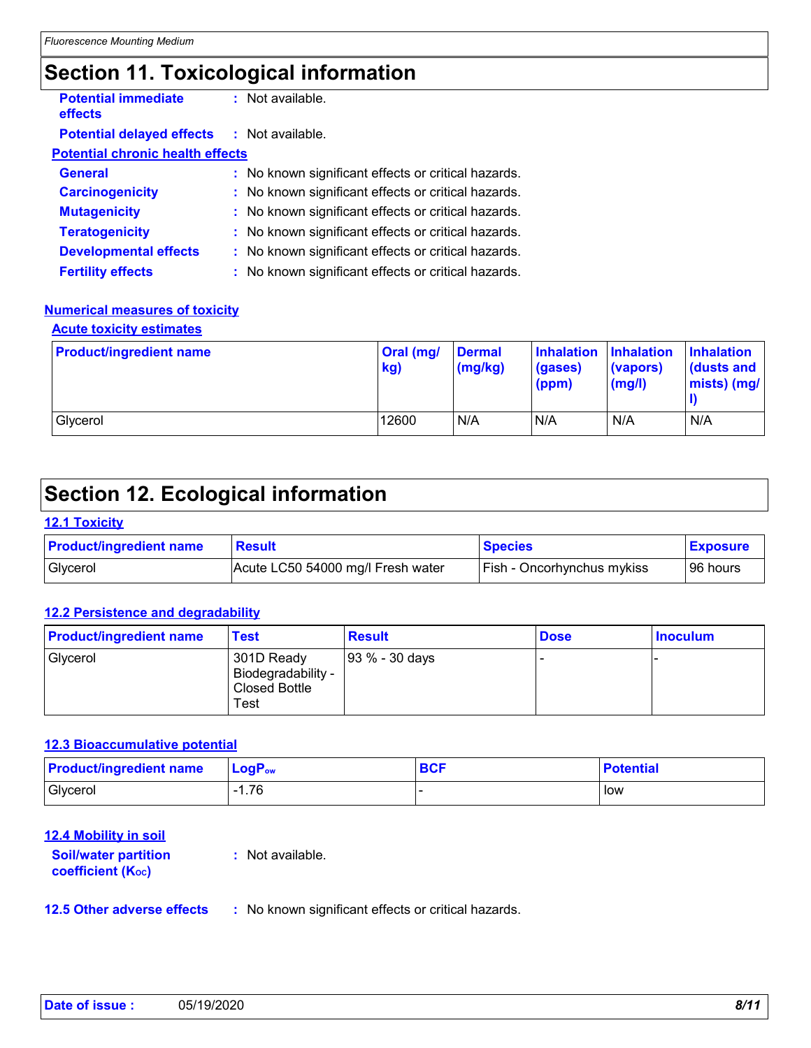## Section 11. Toxicological information

**Potential immediate effects** : Not available.

**Potential delayed effects** : Not available.

**Potential chronic health effects**

**General** : No known significant effects or critical hazards.

**Carcinogenicity** : No known significant effects or critical hazards.

**Mutagenicity** : No known significant effects or critical hazards.

**Teratogenicity** : No known significant effects or critical hazards.

**Developmental effects** : No known significant effects or critical hazards.

**Fertility effects** : No known significant effects or critical hazards.

**Numerical measures of toxicity**

**Acute toxicity estimates**

| Product/ingredient name | Oral (mg/kg) | Dermal (mg/kg) | Inhalation (gases) (ppm) | Inhalation (vapors) (mg/l) | Inhalation (dusts and mists) (mg/l) |
|---|---|---|---|---|---|
| Glycerol | 12600 | N/A | N/A | N/A | N/A |

## Section 12. Ecological information

**12.1 Toxicity**

| Product/ingredient name | Result | Species | Exposure |
|---|---|---|---|
| Glycerol | Acute LC50 54000 mg/l Fresh water | Fish - Oncorhynchus mykiss | 96 hours |

**12.2 Persistence and degradability**

| Product/ingredient name | Test | Result | Dose | Inoculum |
|---|---|---|---|---|
| Glycerol | 301D Ready Biodegradability - Closed Bottle Test | 93 % - 30 days | - | - |

**12.3 Bioaccumulative potential**

| Product/ingredient name | $LogP_{ow}$ | BCF | Potential |
|---|---|---|---|
| Glycerol | -1.76 | - | low |

**12.4 Mobility in soil**

**Soil/water partition coefficient ($K_{OC}$)** : Not available.

**12.5 Other adverse effects** : No known significant effects or critical hazards.

**Date of issue :** 05/19/2020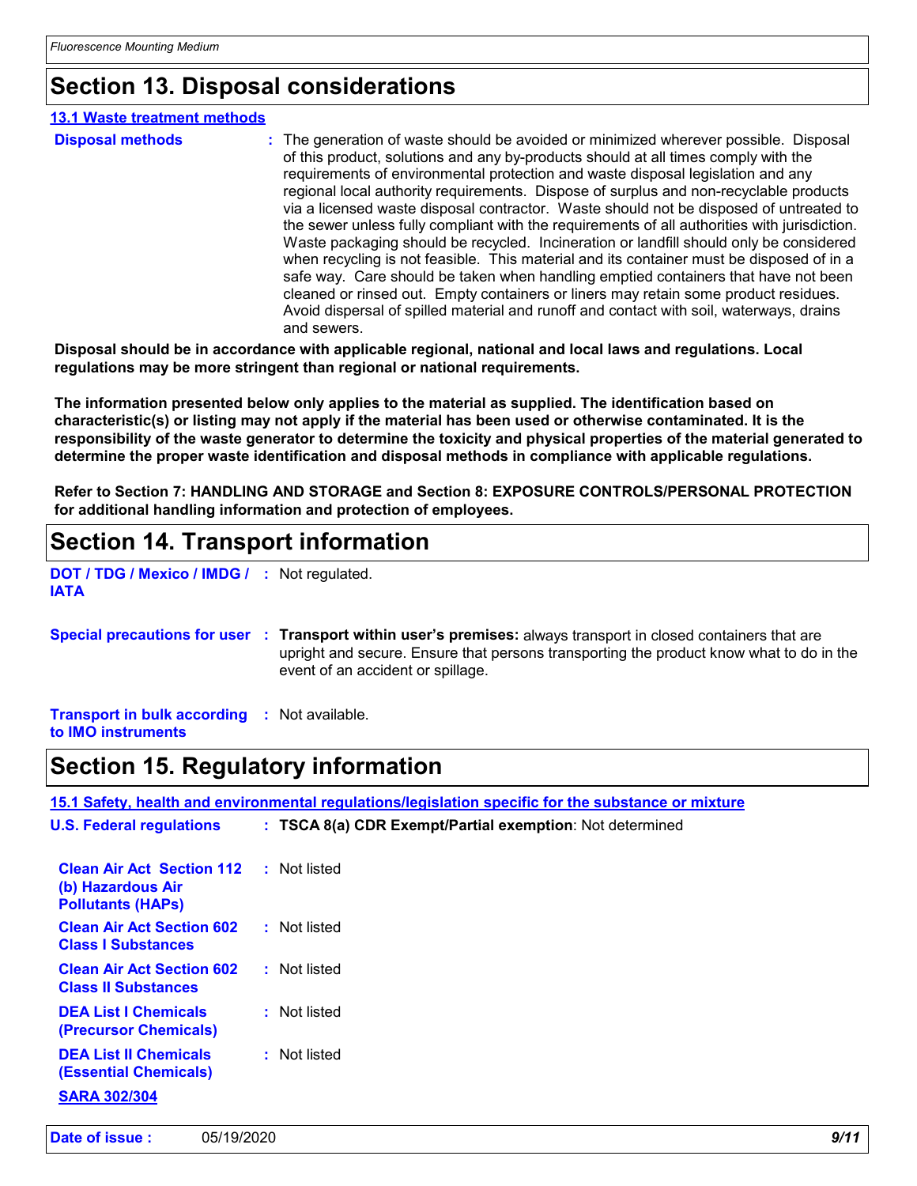## Section 13. Disposal considerations

**13.1 Waste treatment methods**

**Disposal methods** : The generation of waste should be avoided or minimized wherever possible. Disposal of this product, solutions and any by-products should at all times comply with the requirements of environmental protection and waste disposal legislation and any regional local authority requirements. Dispose of surplus and non-recyclable products via a licensed waste disposal contractor. Waste should not be disposed of untreated to the sewer unless fully compliant with the requirements of all authorities with jurisdiction. Waste packaging should be recycled. Incineration or landfill should only be considered when recycling is not feasible. This material and its container must be disposed of in a safe way. Care should be taken when handling emptied containers that have not been cleaned or rinsed out. Empty containers or liners may retain some product residues. Avoid dispersal of spilled material and runoff and contact with soil, waterways, drains and sewers.

**Disposal should be in accordance with applicable regional, national and local laws and regulations. Local regulations may be more stringent than regional or national requirements.**

**The information presented below only applies to the material as supplied. The identification based on characteristic(s) or listing may not apply if the material has been used or otherwise contaminated. It is the responsibility of the waste generator to determine the toxicity and physical properties of the material generated to determine the proper waste identification and disposal methods in compliance with applicable regulations.**

**Refer to Section 7: HANDLING AND STORAGE and Section 8: EXPOSURE CONTROLS/PERSONAL PROTECTION for additional handling information and protection of employees.**

## Section 14. Transport information

**DOT / TDG / Mexico / IMDG / IATA** : Not regulated.

**Special precautions for user** : **Transport within user's premises:** always transport in closed containers that are upright and secure. Ensure that persons transporting the product know what to do in the event of an accident or spillage.

**Transport in bulk according to IMO instruments** : Not available.

## Section 15. Regulatory information

**15.1 Safety, health and environmental regulations/legislation specific for the substance or mixture**

**U.S. Federal regulations** : **TSCA 8(a) CDR Exempt/Partial exemption**: Not determined

**Clean Air Act Section 112 (b) Hazardous Air Pollutants (HAPs)** : Not listed

**Clean Air Act Section 602 Class I Substances** : Not listed

**Clean Air Act Section 602 Class II Substances** : Not listed

**DEA List I Chemicals (Precursor Chemicals)** : Not listed

**DEA List II Chemicals (Essential Chemicals)** : Not listed

**SARA 302/304**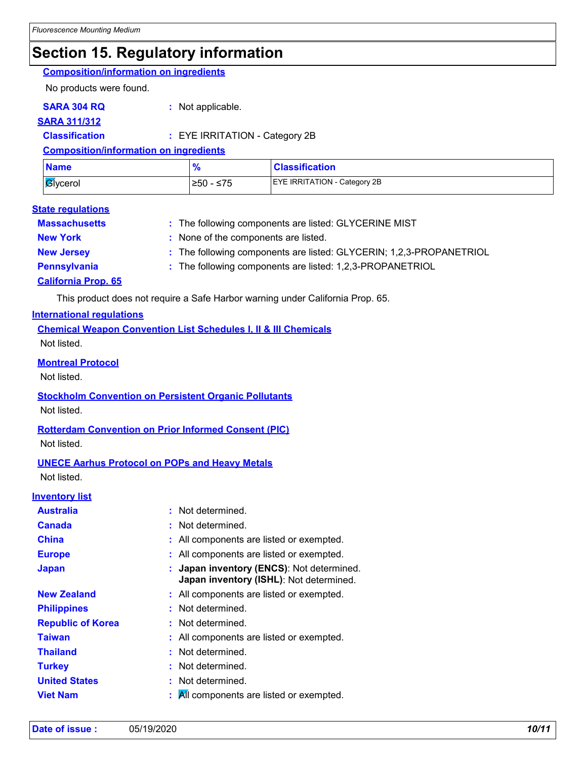## Section 15. Regulatory information

**Composition/information on ingredients**

No products were found.

**SARA 304 RQ** : Not applicable.

**SARA 311/312**

**Classification** : EYE IRRITATION - Category 2B

**Composition/information on ingredients**

| Name | % | Classification |
|---|---|---|
| Glycerol | ≥50 - ≤75 | EYE IRRITATION - Category 2B |

**State regulations**

**Massachusetts** : The following components are listed: GLYCERINE MIST

**New York** : None of the components are listed.

**New Jersey** : The following components are listed: GLYCERIN; 1,2,3-PROPANETRIOL

**Pennsylvania** : The following components are listed: 1,2,3-PROPANETRIOL

**California Prop. 65**

This product does not require a Safe Harbor warning under California Prop. 65.

**International regulations**

**Chemical Weapon Convention List Schedules I, II & III Chemicals**

Not listed.

**Montreal Protocol**

Not listed.

**Stockholm Convention on Persistent Organic Pollutants**

Not listed.

**Rotterdam Convention on Prior Informed Consent (PIC)**

Not listed.

**UNECE Aarhus Protocol on POPs and Heavy Metals**

Not listed.

**Inventory list**

**Australia** : Not determined.

**Canada** : Not determined.

**China** : All components are listed or exempted.

**Europe** : All components are listed or exempted.

**Japan** : **Japan inventory (ENCS)**: Not determined.
**Japan inventory (ISHL)**: Not determined.

**New Zealand** : All components are listed or exempted.

**Philippines** : Not determined.

**Republic of Korea** : Not determined.

**Taiwan** : All components are listed or exempted.

**Thailand** : Not determined.

**Turkey** : Not determined.

**United States** : Not determined.

**Viet Nam** : All components are listed or exempted.

**Date of issue :** 05/19/2020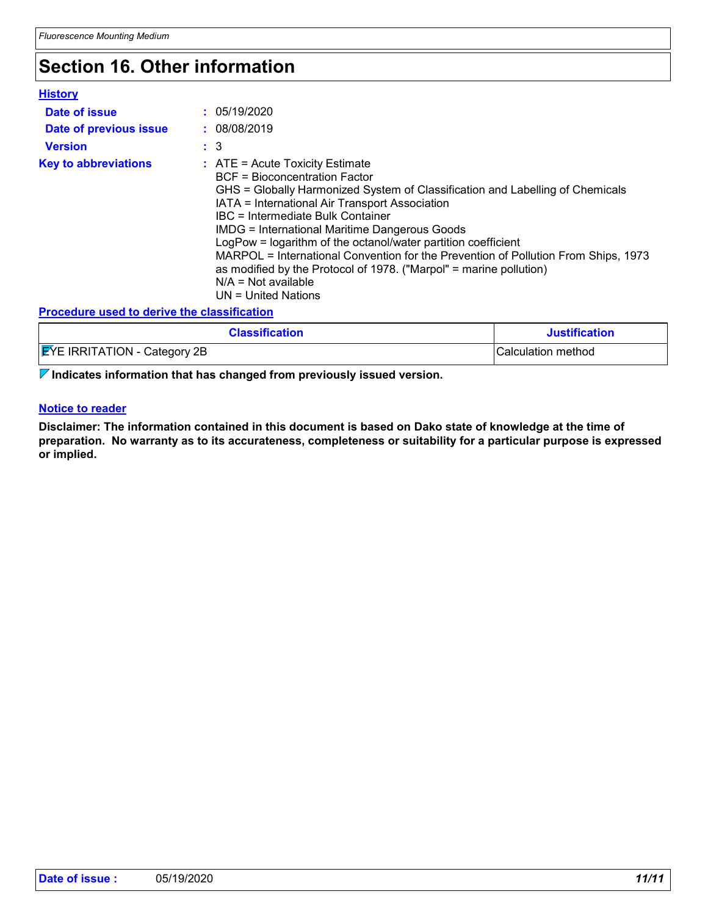# Section 16. Other information

**History**

**Date of issue** : 05/19/2020

**Date of previous issue** : 08/08/2019

**Version** : 3

**Key to abbreviations** : ATE = Acute Toxicity Estimate
BCF = Bioconcentration Factor
GHS = Globally Harmonized System of Classification and Labelling of Chemicals
IATA = International Air Transport Association
IBC = Intermediate Bulk Container
IMDG = International Maritime Dangerous Goods
LogPow = logarithm of the octanol/water partition coefficient
MARPOL = International Convention for the Prevention of Pollution From Ships, 1973 as modified by the Protocol of 1978. ("Marpol" = marine pollution)
N/A = Not available
UN = United Nations

**Procedure used to derive the classification**

| Classification | Justification |
| --- | --- |
| EYE IRRITATION - Category 2B | Calculation method |

**Indicates information that has changed from previously issued version.**

**Notice to reader**

**Disclaimer: The information contained in this document is based on Dako state of knowledge at the time of preparation. No warranty as to its accurateness, completeness or suitability for a particular purpose is expressed or implied.**